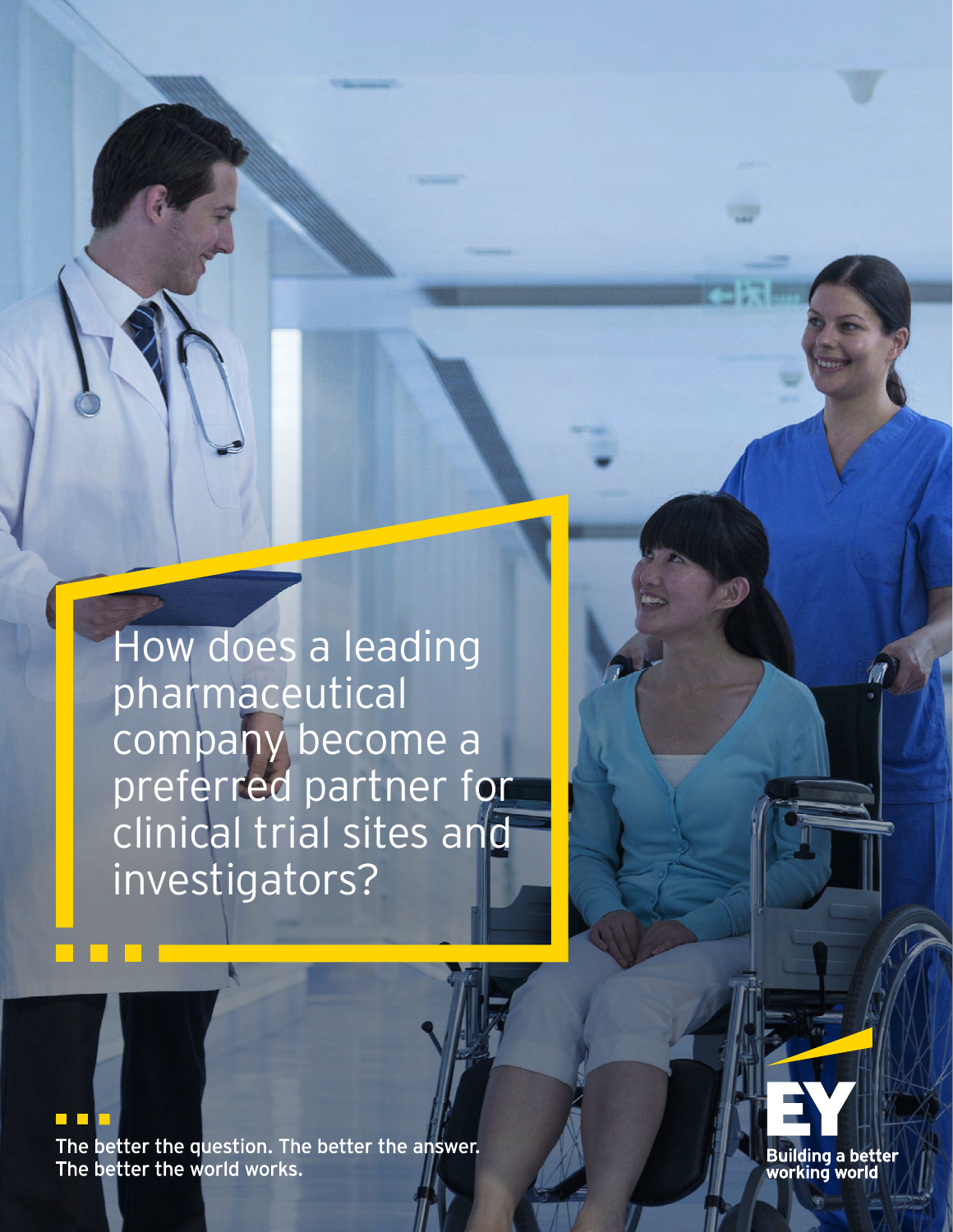# How does a leading pharmaceutical company become a preferred partner for clinical trial sites and investigators?

The better the question. The better the answer.
The better the world works.

EY
Building a better working world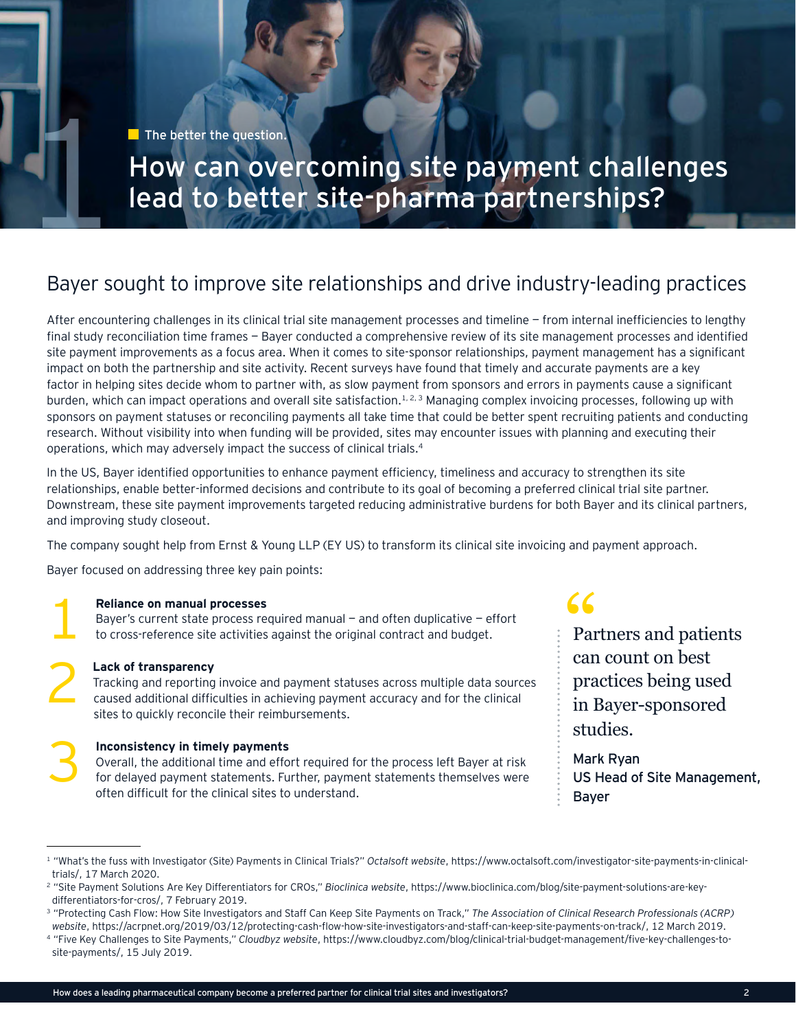The better the question.

# How can overcoming site payment challenges lead to better site-pharma partnerships?

## Bayer sought to improve site relationships and drive industry-leading practices

After encountering challenges in its clinical trial site management processes and timeline — from internal inefficiencies to lengthy final study reconciliation time frames — Bayer conducted a comprehensive review of its site management processes and identified site payment improvements as a focus area. When it comes to site-sponsor relationships, payment management has a significant impact on both the partnership and site activity. Recent surveys have found that timely and accurate payments are a key factor in helping sites decide whom to partner with, as slow payment from sponsors and errors in payments cause a significant burden, which can impact operations and overall site satisfaction.[1, 2, 3] Managing complex invoicing processes, following up with sponsors on payment statuses or reconciling payments all take time that could be better spent recruiting patients and conducting research. Without visibility into when funding will be provided, sites may encounter issues with planning and executing their operations, which may adversely impact the success of clinical trials.[4]

In the US, Bayer identified opportunities to enhance payment efficiency, timeliness and accuracy to strengthen its site relationships, enable better-informed decisions and contribute to its goal of becoming a preferred clinical trial site partner. Downstream, these site payment improvements targeted reducing administrative burdens for both Bayer and its clinical partners, and improving study closeout.

The company sought help from Ernst & Young LLP (EY US) to transform its clinical site invoicing and payment approach.

Bayer focused on addressing three key pain points:

1. **Reliance on manual processes**
   Bayer's current state process required manual — and often duplicative — effort to cross-reference site activities against the original contract and budget.

2. **Lack of transparency**
   Tracking and reporting invoice and payment statuses across multiple data sources caused additional difficulties in achieving payment accuracy and for the clinical sites to quickly reconcile their reimbursements.

3. **Inconsistency in timely payments**
   Overall, the additional time and effort required for the process left Bayer at risk for delayed payment statements. Further, payment statements themselves were often difficult for the clinical sites to understand.

> "Partners and patients can count on best practices being used in Bayer-sponsored studies.
>
> **Mark Ryan**
> **US Head of Site Management, Bayer**

---

[1] "What's the fuss with Investigator (Site) Payments in Clinical Trials?" *Octalsoft website*, https://www.octalsoft.com/investigator-site-payments-in-clinical-trials/, 17 March 2020.

[2] "Site Payment Solutions Are Key Differentiators for CROs," *Bioclinica website*, https://www.bioclinica.com/blog/site-payment-solutions-are-key-differentiators-for-cros/, 7 February 2019.

[3] "Protecting Cash Flow: How Site Investigators and Staff Can Keep Site Payments on Track," *The Association of Clinical Research Professionals (ACRP) website*, https://acrpnet.org/2019/03/12/protecting-cash-flow-how-site-investigators-and-staff-can-keep-site-payments-on-track/, 12 March 2019.

[4] "Five Key Challenges to Site Payments," *Cloudbyz website*, https://www.cloudbyz.com/blog/clinical-trial-budget-management/five-key-challenges-to-site-payments/, 15 July 2019.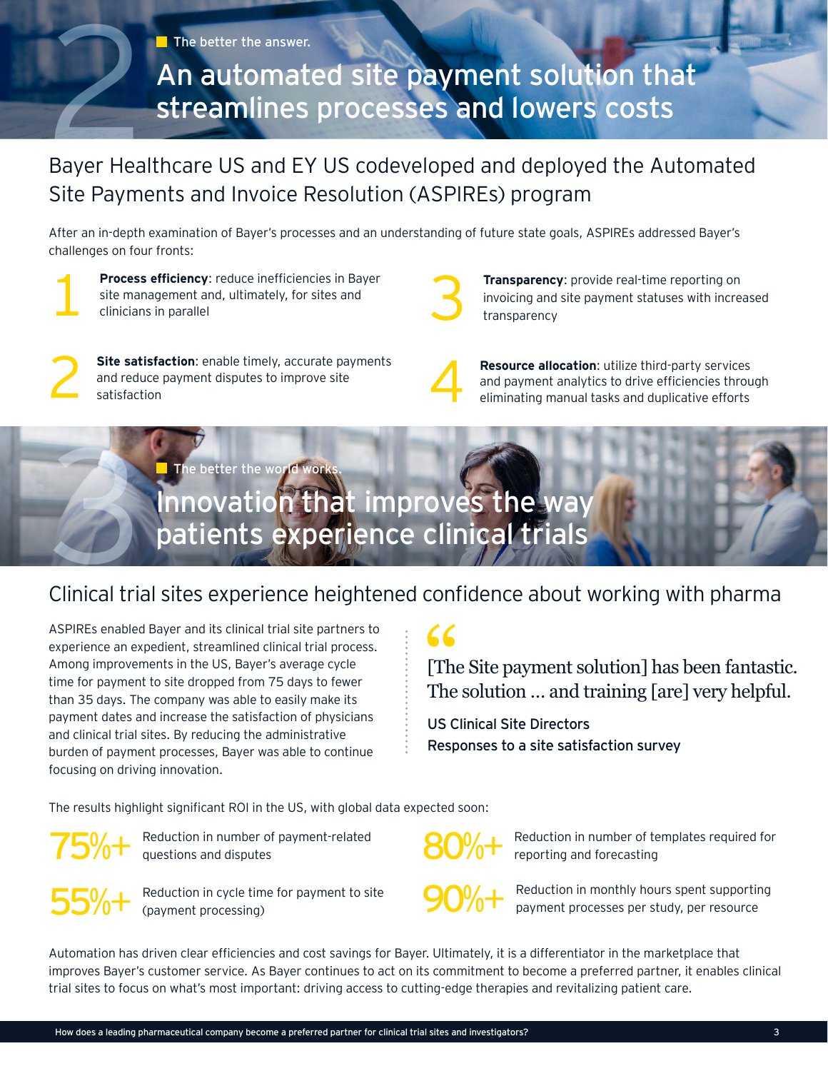## The better the answer.

# An automated site payment solution that streamlines processes and lowers costs

## Bayer Healthcare US and EY US codeveloped and deployed the Automated Site Payments and Invoice Resolution (ASPIREs) program

After an in-depth examination of Bayer's processes and an understanding of future state goals, ASPIREs addressed Bayer's challenges on four fronts:

1. **Process efficiency**: reduce inefficiencies in Bayer site management and, ultimately, for sites and clinicians in parallel
2. **Site satisfaction**: enable timely, accurate payments and reduce payment disputes to improve site satisfaction
3. **Transparency**: provide real-time reporting on invoicing and site payment statuses with increased transparency
4. **Resource allocation**: utilize third-party services and payment analytics to drive efficiencies through eliminating manual tasks and duplicative efforts

## The better the world works.

# Innovation that improves the way patients experience clinical trials

## Clinical trial sites experience heightened confidence about working with pharma

ASPIREs enabled Bayer and its clinical trial site partners to experience an expedient, streamlined clinical trial process. Among improvements in the US, Bayer's average cycle time for payment to site dropped from 75 days to fewer than 35 days. The company was able to easily make its payment dates and increase the satisfaction of physicians and clinical trial sites. By reducing the administrative burden of payment processes, Bayer was able to continue focusing on driving innovation.

> "[The Site payment solution] has been fantastic. The solution … and training [are] very helpful.
>
> US Clinical Site Directors
> Responses to a site satisfaction survey

The results highlight significant ROI in the US, with global data expected soon:

- **75%+** Reduction in number of payment-related questions and disputes
- **55%+** Reduction in cycle time for payment to site (payment processing)
- **80%+** Reduction in number of templates required for reporting and forecasting
- **90%+** Reduction in monthly hours spent supporting payment processes per study, per resource

Automation has driven clear efficiencies and cost savings for Bayer. Ultimately, it is a differentiator in the marketplace that improves Bayer's customer service. As Bayer continues to act on its commitment to become a preferred partner, it enables clinical trial sites to focus on what's most important: driving access to cutting-edge therapies and revitalizing patient care.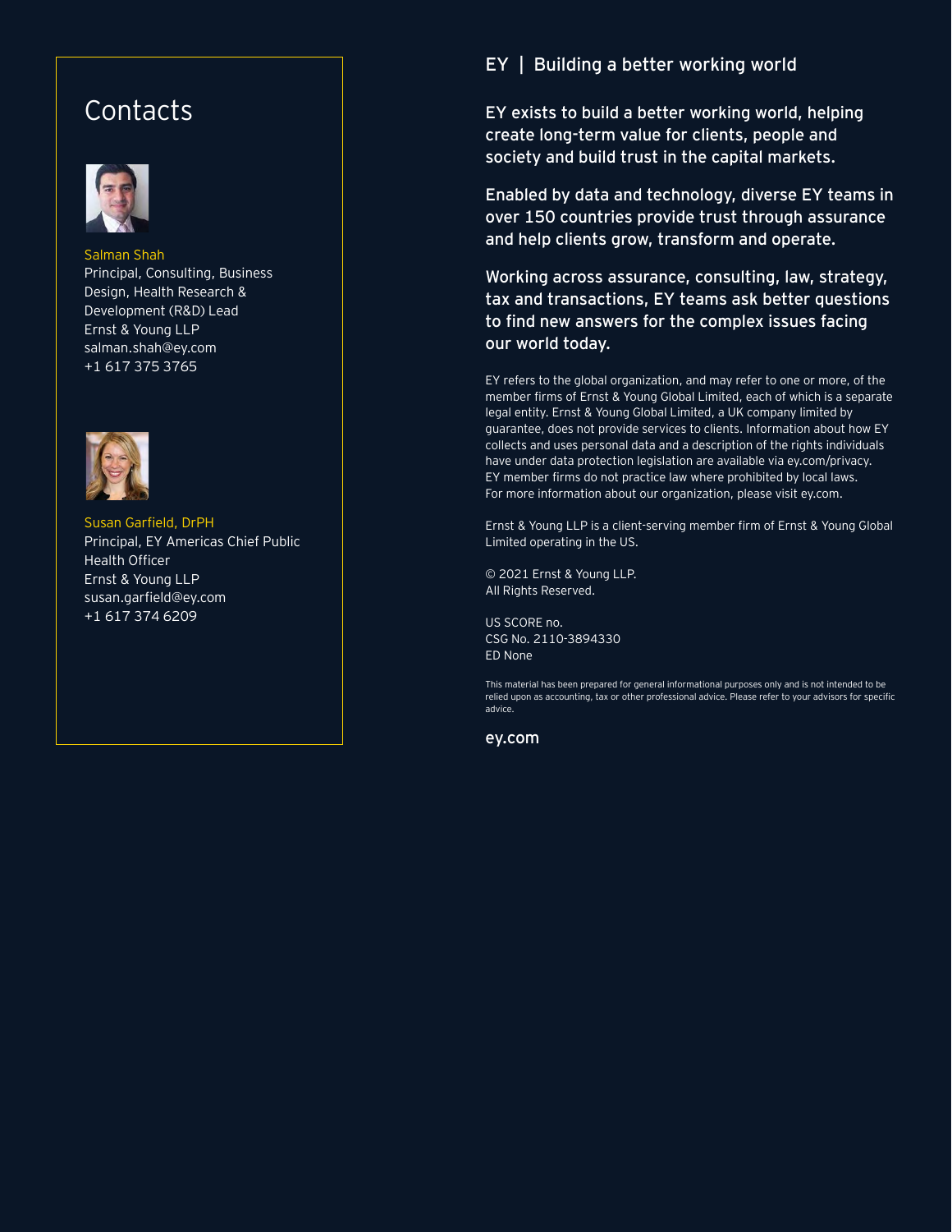## Contacts

Salman Shah
Principal, Consulting, Business Design, Health Research & Development (R&D) Lead
Ernst & Young LLP
salman.shah@ey.com
+1 617 375 3765

Susan Garfield, DrPH
Principal, EY Americas Chief Public Health Officer
Ernst & Young LLP
susan.garfield@ey.com
+1 617 374 6209

## EY | Building a better working world

EY exists to build a better working world, helping create long-term value for clients, people and society and build trust in the capital markets.

Enabled by data and technology, diverse EY teams in over 150 countries provide trust through assurance and help clients grow, transform and operate.

Working across assurance, consulting, law, strategy, tax and transactions, EY teams ask better questions to find new answers for the complex issues facing our world today.

EY refers to the global organization, and may refer to one or more, of the member firms of Ernst & Young Global Limited, each of which is a separate legal entity. Ernst & Young Global Limited, a UK company limited by guarantee, does not provide services to clients. Information about how EY collects and uses personal data and a description of the rights individuals have under data protection legislation are available via ey.com/privacy. EY member firms do not practice law where prohibited by local laws. For more information about our organization, please visit ey.com.

Ernst & Young LLP is a client-serving member firm of Ernst & Young Global Limited operating in the US.

© 2021 Ernst & Young LLP.
All Rights Reserved.

US SCORE no.
CSG No. 2110-3894330
ED None

This material has been prepared for general informational purposes only and is not intended to be relied upon as accounting, tax or other professional advice. Please refer to your advisors for specific advice.

ey.com